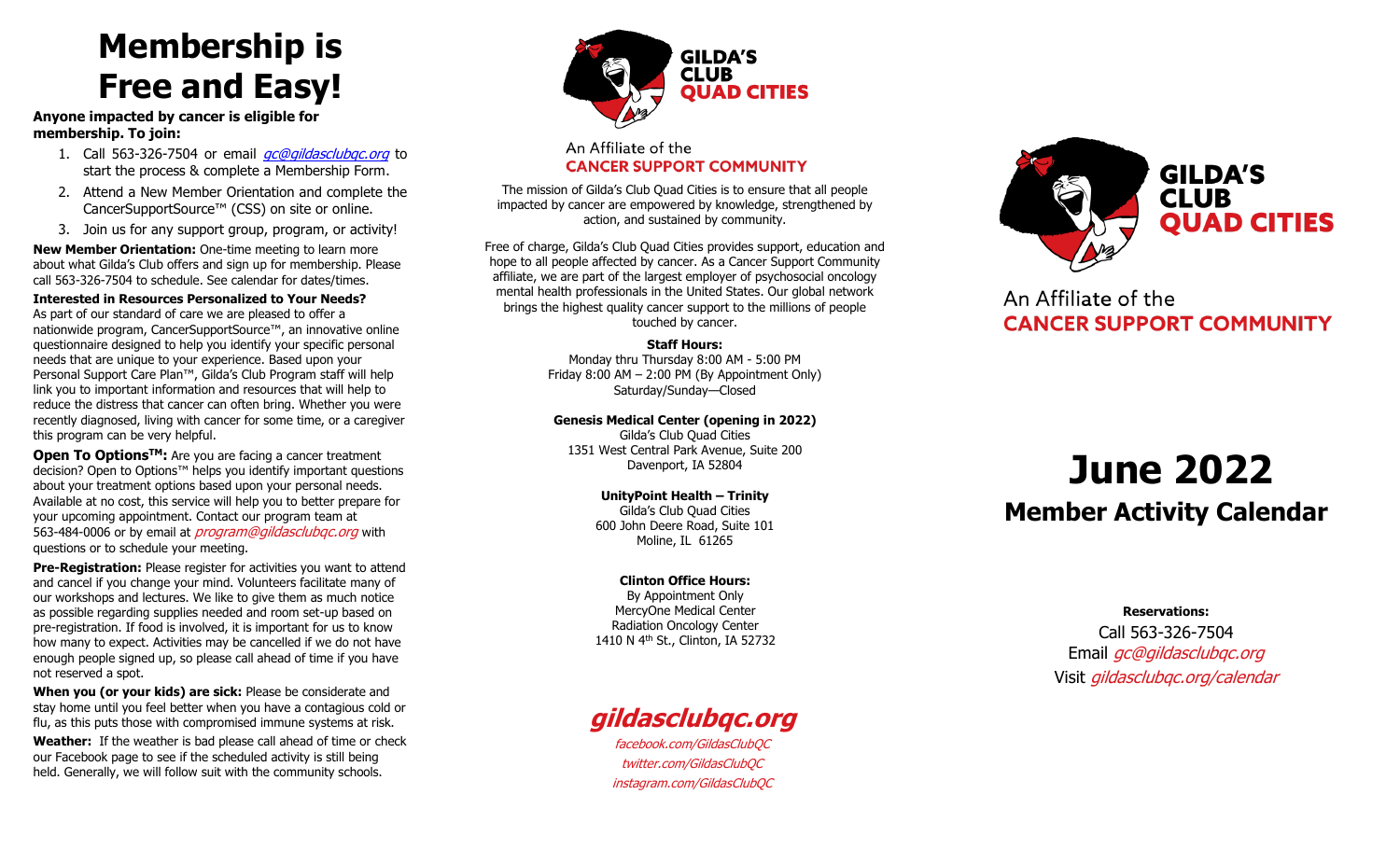# Membership is Free and Easy!

**Anyone impacted by cancer is eligible for membership. To join:**

1. Call 563-326-7504 or email *gc@gildasclubqc.org* to start the process & complete a Membership Form.
2. Attend a New Member Orientation and complete the CancerSupportSource™ (CSS) on site or online.
3. Join us for any support group, program, or activity!

**New Member Orientation:** One-time meeting to learn more about what Gilda's Club offers and sign up for membership. Please call 563-326-7504 to schedule. See calendar for dates/times.

**Interested in Resources Personalized to Your Needs?**
As part of our standard of care we are pleased to offer a nationwide program, CancerSupportSource™, an innovative online questionnaire designed to help you identify your specific personal needs that are unique to your experience. Based upon your Personal Support Care Plan™, Gilda's Club Program staff will help link you to important information and resources that will help to reduce the distress that cancer can often bring. Whether you were recently diagnosed, living with cancer for some time, or a caregiver this program can be very helpful.

**Open To Options™:** Are you are facing a cancer treatment decision? Open to Options™ helps you identify important questions about your treatment options based upon your personal needs. Available at no cost, this service will help you to better prepare for your upcoming appointment. Contact our program team at 563-484-0006 or by email at *program@gildasclubqc.org* with questions or to schedule your meeting.

**Pre-Registration:** Please register for activities you want to attend and cancel if you change your mind. Volunteers facilitate many of our workshops and lectures. We like to give them as much notice as possible regarding supplies needed and room set-up based on pre-registration. If food is involved, it is important for us to know how many to expect. Activities may be cancelled if we do not have enough people signed up, so please call ahead of time if you have not reserved a spot.

**When you (or your kids) are sick:** Please be considerate and stay home until you feel better when you have a contagious cold or flu, as this puts those with compromised immune systems at risk.

**Weather:** If the weather is bad please call ahead of time or check our Facebook page to see if the scheduled activity is still being held. Generally, we will follow suit with the community schools.

**GILDA'S CLUB QUAD CITIES**

An Affiliate of the
**CANCER SUPPORT COMMUNITY**

The mission of Gilda's Club Quad Cities is to ensure that all people impacted by cancer are empowered by knowledge, strengthened by action, and sustained by community.

Free of charge, Gilda's Club Quad Cities provides support, education and hope to all people affected by cancer. As a Cancer Support Community affiliate, we are part of the largest employer of psychosocial oncology mental health professionals in the United States. Our global network brings the highest quality cancer support to the millions of people touched by cancer.

**Staff Hours:**
Monday thru Thursday 8:00 AM - 5:00 PM
Friday 8:00 AM – 2:00 PM (By Appointment Only)
Saturday/Sunday—Closed

**Genesis Medical Center (opening in 2022)**
Gilda's Club Quad Cities
1351 West Central Park Avenue, Suite 200
Davenport, IA 52804

**UnityPoint Health – Trinity**
Gilda's Club Quad Cities
600 John Deere Road, Suite 101
Moline, IL 61265

**Clinton Office Hours:**
By Appointment Only
MercyOne Medical Center
Radiation Oncology Center
1410 N 4th St., Clinton, IA 52732

## *gildasclubqc.org*

*facebook.com/GildasClubQC*
*twitter.com/GildasClubQC*
*instagram.com/GildasClubQC*

**GILDA'S CLUB QUAD CITIES**

An Affiliate of the
**CANCER SUPPORT COMMUNITY**

# June 2022

## Member Activity Calendar

**Reservations:**
Call 563-326-7504
Email *gc@gildasclubqc.org*
Visit *gildasclubqc.org/calendar*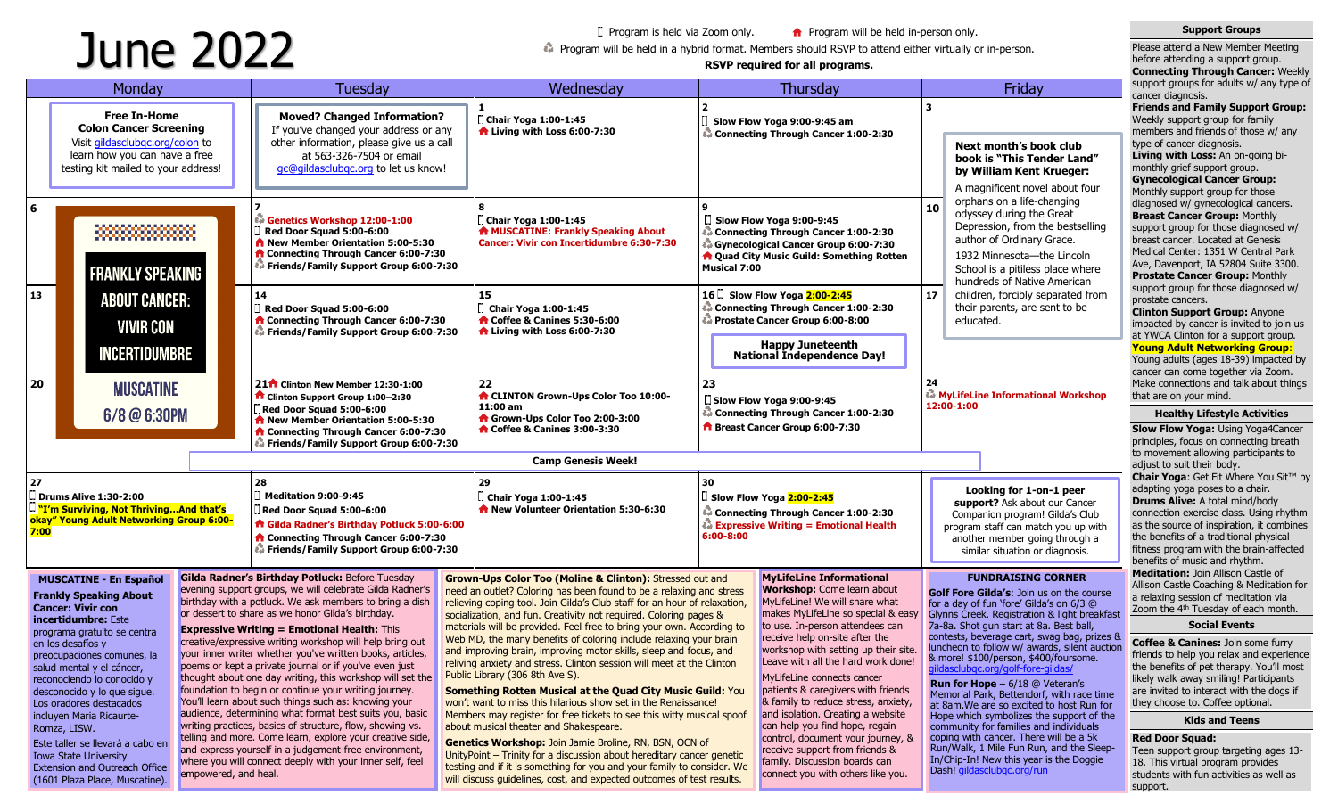# June 2022

☐ Program is held via Zoom only. 🏠 Program will be held in-person only.
♲ Program will be held in a hybrid format. Members should RSVP to attend either virtually or in-person.
**RSVP required for all programs.**

| Monday | Tuesday | Wednesday | Thursday | Friday |
|---|---|---|---|---|
| **Free In-Home Colon Cancer Screening** Visit gildasclubqc.org/colon to learn how you can have a free testing kit mailed to your address! | **Moved? Changed Information?** If you've changed your address or any other information, please give us a call at 563-326-7504 or email gc@gildasclubqc.org to let us know! | **1** ☐ Chair Yoga 1:00-1:45 🏠 Living with Loss 6:00-7:30 | **2** ☐ Slow Flow Yoga 9:00-9:45 am ♲ Connecting Through Cancer 1:00-2:30 | **3** |
| **6** FRANKLY SPEAKING ABOUT CANCER: VIVIR CON INCERTIDUMBRE MUSCATINE 6/8 @ 6:30PM | **7** ♲ Genetics Workshop 12:00-1:00 ☐ Red Door Squad 5:00-6:00 🏠 New Member Orientation 5:00-5:30 🏠 Connecting Through Cancer 6:00-7:30 ♲ Friends/Family Support Group 6:00-7:30 | **8** ☐ Chair Yoga 1:00-1:45 🏠 MUSCATINE: Frankly Speaking About Cancer: Vivir con Incertidumbre 6:30-7:30 | **9** ☐ Slow Flow Yoga 9:00-9:45 ♲ Connecting Through Cancer 1:00-2:30 ♲ Gynecological Cancer Group 6:00-7:30 🏠 Quad City Music Guild: Something Rotten Musical 7:00 | **10** **Next month's book club book is "This Tender Land" by William Kent Krueger:** A magnificent novel about four orphans on a life-changing odyssey during the Great Depression, from the bestselling author of Ordinary Grace. 1932 Minnesota—the Lincoln School is a pitiless place where hundreds of Native American children, forcibly separated from their parents, are sent to be educated. |
| **13** | **14** ☐ Red Door Squad 5:00-6:00 🏠 Connecting Through Cancer 6:00-7:30 ♲ Friends/Family Support Group 6:00-7:30 | **15** ☐ Chair Yoga 1:00-1:45 🏠 Coffee & Canines 5:30-6:00 🏠 Living with Loss 6:00-7:30 | **16** ☐ Slow Flow Yoga 2:00-2:45 ♲ Connecting Through Cancer 1:00-2:30 ♲ Prostate Cancer Group 6:00-8:00 **Happy Juneteenth National Independence Day!** | **17** |
| **20** | **21** 🏠 Clinton New Member 12:30-1:00 🏠 Clinton Support Group 1:00–2:30 ☐ Red Door Squad 5:00-6:00 🏠 New Member Orientation 5:00-5:30 🏠 Connecting Through Cancer 6:00-7:30 ♲ Friends/Family Support Group 6:00-7:30 | **22** 🏠 CLINTON Grown-Ups Color Too 10:00-11:00 am 🏠 Grown-Ups Color Too 2:00-3:00 🏠 Coffee & Canines 3:00-3:30 | **23** ☐ Slow Flow Yoga 9:00-9:45 ♲ Connecting Through Cancer 1:00-2:30 🏠 Breast Cancer Group 6:00-7:30 | **24** ♲ MyLifeLine Informational Workshop 12:00-1:00 |
| | **Camp Genesis Week!** | | | |
| **27** ☐ Drums Alive 1:30-2:00 ☐ "I'm Surviving, Not Thriving…And that's okay" Young Adult Networking Group 6:00-7:00 | **28** ☐ Meditation 9:00-9:45 ☐ Red Door Squad 5:00-6:00 🏠 Gilda Radner's Birthday Potluck 5:00-6:00 🏠 Connecting Through Cancer 6:00-7:30 ♲ Friends/Family Support Group 6:00-7:30 | **29** ☐ Chair Yoga 1:00-1:45 🏠 New Volunteer Orientation 5:30-6:30 | **30** ☐ Slow Flow Yoga 2:00-2:45 ♲ Connecting Through Cancer 1:00-2:30 ♲ Expressive Writing = Emotional Health 6:00-8:00 | **Looking for 1-on-1 peer support?** Ask about our Cancer Companion program! Gilda's Club program staff can match you up with another member going through a similar situation or diagnosis. |

**MUSCATINE - En Español**

**Frankly Speaking About Cancer: Vivir con incertidumbre:** Este programa gratuito se centra en los desafíos y preocupaciones comunes, la salud mental y el cáncer, reconociendo lo conocido y desconocido y lo que sigue. Los oradores destacados incluyen Maria Ricaurte-Romza, LISW.

Este taller se llevará a cabo en Iowa State University Extension and Outreach Office (1601 Plaza Place, Muscatine).

**Gilda Radner's Birthday Potluck:** Before Tuesday evening support groups, we will celebrate Gilda Radner's birthday with a potluck. We ask members to bring a dish or dessert to share as we honor Gilda's birthday.

**Expressive Writing = Emotional Health:** This creative/expressive writing workshop will help bring out your inner writer whether you've written books, articles, poems or kept a private journal or if you've even just thought about one day writing, this workshop will set the foundation to begin or continue your writing journey. You'll learn about such things such as: knowing your audience, determining what format best suits you, basic writing practices, basics of structure, flow, showing vs. telling and more. Come learn, explore your creative side, and express yourself in a judgement-free environment, where you will connect deeply with your inner self, feel empowered, and heal.

**Grown-Ups Color Too (Moline & Clinton):** Stressed out and need an outlet? Coloring has been found to be a relaxing and stress relieving coping tool. Join Gilda's Club staff for an hour of relaxation, socialization, and fun. Creativity not required. Coloring pages & materials will be provided. Feel free to bring your own. According to Web MD, the many benefits of coloring include relaxing your brain and improving brain, improving motor skills, sleep and focus, and reliving anxiety and stress. Clinton session will meet at the Clinton Public Library (306 8th Ave S).

**Something Rotten Musical at the Quad City Music Guild:** You won't want to miss this hilarious show set in the Renaissance! Members may register for free tickets to see this witty musical spoof about musical theater and Shakespeare.

**Genetics Workshop:** Join Jamie Broline, RN, BSN, OCN of UnityPoint – Trinity for a discussion about hereditary cancer genetic testing and if it is something for you and your family to consider. We will discuss guidelines, cost, and expected outcomes of test results.

**MyLifeLine Informational Workshop:** Come learn about MyLifeLine! We will share what makes MyLifeLine so special & easy to use. In-person attendees can receive help on-site after the workshop with setting up their site. Leave with all the hard work done!

MyLifeLine connects cancer patients & caregivers with friends & family to reduce stress, anxiety, and isolation. Creating a website can help you find hope, regain control, document your journey, & receive support from friends & family. Discussion boards can connect you with others like you.

**FUNDRAISING CORNER**

**Golf Fore Gilda's**: Join us on the course for a day of fun 'fore' Gilda's on 6/3 @ Glynns Creek. Registration & light breakfast 7a-8a. Shot gun start at 8a. Best ball, contests, beverage cart, swag bag, prizes & luncheon to follow w/ awards, silent auction & more! $100/person, $400/foursome. gildasclubqc.org/golf-fore-gildas/

**Run for Hope** – 6/18 @ Veteran's Memorial Park, Bettendorf, with race time at 8am.We are so excited to host Run for Hope which symbolizes the support of the community for families and individuals coping with cancer. There will be a 5k Run/Walk, 1 Mile Fun Run, and the Sleep-In/Chip-In! New this year is the Doggie Dash! gildasclubqc.org/run

## Support Groups

Please attend a New Member Meeting before attending a support group.

**Connecting Through Cancer:** Weekly support groups for adults w/ any type of cancer diagnosis.

**Friends and Family Support Group:** Weekly support group for family members and friends of those w/ any type of cancer diagnosis.

**Living with Loss:** An on-going bi-monthly grief support group.

**Gynecological Cancer Group:** Monthly support group for those diagnosed w/ gynecological cancers.

**Breast Cancer Group:** Monthly support group for those diagnosed w/ breast cancer. Located at Genesis Medical Center: 1351 W Central Park Ave, Davenport, IA 52804 Suite 3300.

**Prostate Cancer Group:** Monthly support group for those diagnosed w/ prostate cancers.

**Clinton Support Group:** Anyone impacted by cancer is invited to join us at YWCA Clinton for a support group.

**Young Adult Networking Group:** Young adults (ages 18-39) impacted by cancer can come together via Zoom. Make connections and talk about things that are on your mind.

## Healthy Lifestyle Activities

**Slow Flow Yoga:** Using Yoga4Cancer principles, focus on connecting breath to movement allowing participants to adjust to suit their body.

**Chair Yoga**: Get Fit Where You Sit™ by adapting yoga poses to a chair.

**Drums Alive:** A total mind/body connection exercise class. Using rhythm as the source of inspiration, it combines the benefits of a traditional physical fitness program with the brain-affected benefits of music and rhythm.

**Meditation:** Join Allison Castle of Allison Castle Coaching & Meditation for a relaxing session of meditation via Zoom the 4th Tuesday of each month.

## Social Events

**Coffee & Canines:** Join some furry friends to help you relax and experience the benefits of pet therapy. You'll most likely walk away smiling! Participants are invited to interact with the dogs if they choose to. Coffee optional.

## Kids and Teens

**Red Door Squad:** Teen support group targeting ages 13-18. This virtual program provides students with fun activities as well as support.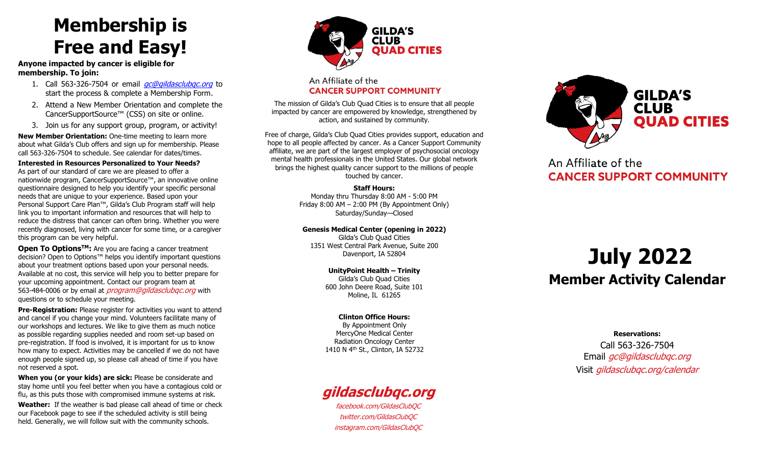# Membership is Free and Easy!

**Anyone impacted by cancer is eligible for membership. To join:**

1. Call 563-326-7504 or email *gc@gildasclubqc.org* to start the process & complete a Membership Form.
2. Attend a New Member Orientation and complete the CancerSupportSource™ (CSS) on site or online.
3. Join us for any support group, program, or activity!

**New Member Orientation:** One-time meeting to learn more about what Gilda's Club offers and sign up for membership. Please call 563-326-7504 to schedule. See calendar for dates/times.

**Interested in Resources Personalized to Your Needs?** As part of our standard of care we are pleased to offer a nationwide program, CancerSupportSource™, an innovative online questionnaire designed to help you identify your specific personal needs that are unique to your experience. Based upon your Personal Support Care Plan™, Gilda's Club Program staff will help link you to important information and resources that will help to reduce the distress that cancer can often bring. Whether you were recently diagnosed, living with cancer for some time, or a caregiver this program can be very helpful.

**Open To Options™:** Are you are facing a cancer treatment decision? Open to Options™ helps you identify important questions about your treatment options based upon your personal needs. Available at no cost, this service will help you to better prepare for your upcoming appointment. Contact our program team at 563-484-0006 or by email at *program@gildasclubqc.org* with questions or to schedule your meeting.

**Pre-Registration:** Please register for activities you want to attend and cancel if you change your mind. Volunteers facilitate many of our workshops and lectures. We like to give them as much notice as possible regarding supplies needed and room set-up based on pre-registration. If food is involved, it is important for us to know how many to expect. Activities may be cancelled if we do not have enough people signed up, so please call ahead of time if you have not reserved a spot.

**When you (or your kids) are sick:** Please be considerate and stay home until you feel better when you have a contagious cold or flu, as this puts those with compromised immune systems at risk.

**Weather:** If the weather is bad please call ahead of time or check our Facebook page to see if the scheduled activity is still being held. Generally, we will follow suit with the community schools.

**GILDA'S CLUB QUAD CITIES**

An Affiliate of the **CANCER SUPPORT COMMUNITY**

The mission of Gilda's Club Quad Cities is to ensure that all people impacted by cancer are empowered by knowledge, strengthened by action, and sustained by community.

Free of charge, Gilda's Club Quad Cities provides support, education and hope to all people affected by cancer. As a Cancer Support Community affiliate, we are part of the largest employer of psychosocial oncology mental health professionals in the United States. Our global network brings the highest quality cancer support to the millions of people touched by cancer.

**Staff Hours:**
Monday thru Thursday 8:00 AM - 5:00 PM
Friday 8:00 AM – 2:00 PM (By Appointment Only)
Saturday/Sunday—Closed

**Genesis Medical Center (opening in 2022)**
Gilda's Club Quad Cities
1351 West Central Park Avenue, Suite 200
Davenport, IA 52804

**UnityPoint Health – Trinity**
Gilda's Club Quad Cities
600 John Deere Road, Suite 101
Moline, IL 61265

**Clinton Office Hours:**
By Appointment Only
MercyOne Medical Center
Radiation Oncology Center
1410 N 4th St., Clinton, IA 52732

***gildasclubqc.org***

*facebook.com/GildasClubQC*
*twitter.com/GildasClubQC*
*instagram.com/GildasClubQC*

**GILDA'S CLUB QUAD CITIES**

An Affiliate of the **CANCER SUPPORT COMMUNITY**

# July 2022

## Member Activity Calendar

**Reservations:**
Call 563-326-7504
Email *gc@gildasclubqc.org*
Visit *gildasclubqc.org/calendar*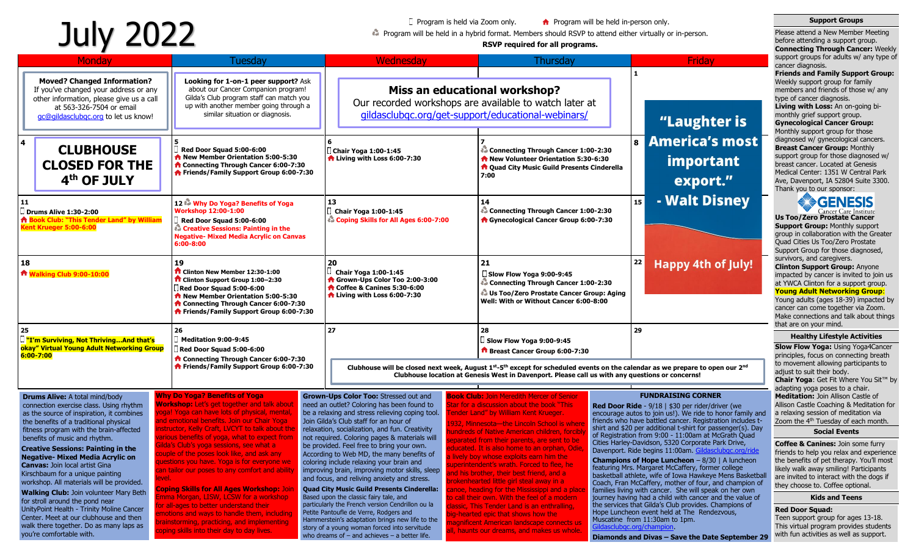# July 2022

□ Program is held via Zoom only. 🏠 Program will be held in-person only.

♻ Program will be held in a hybrid format. Members should RSVP to attend either virtually or in-person.

**RSVP required for all programs.**

| Monday | Tuesday | Wednesday | Thursday | Friday |
|---|---|---|---|---|
| **Moved? Changed Information?** If you've changed your address or any other information, please give us a call at 563-326-7504 or email gc@gildasclubqc.org to let us know! | **Looking for 1-on-1 peer support?** Ask about our Cancer Companion program! Gilda's Club program staff can match you up with another member going through a similar situation or diagnosis. | **Miss an educational workshop?** Our recorded workshops are available to watch later at gildasclubqc.org/get-support/educational-webinars/ | | **1** |
| **4** CLUBHOUSE CLOSED FOR THE 4th OF JULY | **5** □ Red Door Squad 5:00-6:00; 🏠 New Member Orientation 5:00-5:30; 🏠 Connecting Through Cancer 6:00-7:30; 🏠 Friends/Family Support Group 6:00-7:30 | **6** □ Chair Yoga 1:00-1:45; 🏠 Living with Loss 6:00-7:30 | **7** ♻ Connecting Through Cancer 1:00-2:30; 🏠 New Volunteer Orientation 5:30-6:30; 🏠 Quad City Music Guild Presents Cinderella 7:00 | **8** |
| **11** □ Drums Alive 1:30-2:00; 🏠 Book Club: "This Tender Land" by William Kent Krueger 5:00-6:00 | **12** ♻ Why Do Yoga? Benefits of Yoga Workshop 12:00-1:00; □ Red Door Squad 5:00-6:00; ♻ Creative Sessions: Painting in the Negative- Mixed Media Acrylic on Canvas 6:00-8:00 | **13** □ Chair Yoga 1:00-1:45; ♻ Coping Skills for All Ages 6:00-7:00 | **14** ♻ Connecting Through Cancer 1:00-2:30; 🏠 Gynecological Cancer Group 6:00-7:30 | **15** |
| **18** 🏠 Walking Club 9:00-10:00 | **19** 🏠 Clinton New Member 12:30-1:00; 🏠 Clinton Support Group 1:00–2:30; □ Red Door Squad 5:00-6:00; 🏠 New Member Orientation 5:00-5:30; 🏠 Connecting Through Cancer 6:00-7:30; 🏠 Friends/Family Support Group 6:00-7:30 | **20** □ Chair Yoga 1:00-1:45; 🏠 Grown-Ups Color Too 2:00-3:00; 🏠 Coffee & Canines 5:30-6:00; 🏠 Living with Loss 6:00-7:30 | **21** □ Slow Flow Yoga 9:00-9:45; ♻ Connecting Through Cancer 1:00-2:30; ♻ Us Too/Zero Prostate Cancer Group: Aging Well: With or Without Cancer 6:00-8:00 | **22** |
| **25** □ "I'm Surviving, Not Thriving…And that's okay" Virtual Young Adult Networking Group 6:00-7:00 | **26** □ Meditation 9:00-9:45; □ Red Door Squad 5:00-6:00; 🏠 Connecting Through Cancer 6:00-7:30; 🏠 Friends/Family Support Group 6:00-7:30 | **27** | **28** □ Slow Flow Yoga 9:00-9:45; 🏠 Breast Cancer Group 6:00-7:30 | **29** |

"Laughter is America's most important export." - Walt Disney

Happy 4th of July!

**Clubhouse will be closed next week, August 1st-5th except for scheduled events on the calendar as we prepare to open our 2nd Clubhouse location at Genesis West in Davenport. Please call us with any questions or concerns!**

**Drums Alive:** A total mind/body connection exercise class. Using rhythm as the source of inspiration, it combines the benefits of a traditional physical fitness program with the brain-affected benefits of music and rhythm.

**Creative Sessions: Painting in the Negative- Mixed Media Acrylic on Canvas:** Join local artist Gina Kirschbaum for a unique painting workshop. All materials will be provided.

**Walking Club:** Join volunteer Mary Beth for stroll around the pond near UnityPoint Health - Trinity Moline Cancer Center. Meet at our clubhouse and then walk there together. Do as many laps as you're comfortable with.

**Why Do Yoga? Benefits of Yoga Workshop:** Let's get together and talk about yoga! Yoga can have lots of physical, mental, and emotional benefits. Join our Chair Yoga instructor, Kelly Craft, LVCYT to talk about the various benefits of yoga, what to expect from Gilda's Club's yoga sessions, see what a couple of the poses look like, and ask any questions you have. Yoga is for everyone we can tailor our poses to any comfort and ability level.

**Coping Skills for All Ages Workshop:** Join Emma Morgan, LISW, LCSW for a workshop for all-ages to better understand their emotions and ways to handle them, including brainstorming, practicing, and implementing coping skills into their day to day lives.

**Grown-Ups Color Too:** Stressed out and need an outlet? Coloring has been found to be a relaxing and stress relieving coping tool. Join Gilda's Club staff for an hour of relaxation, socialization, and fun. Creativity not required. Coloring pages & materials will be provided. Feel free to bring your own. According to Web MD, the many benefits of coloring include relaxing your brain and improving brain, improving motor skills, sleep and focus, and relieving anxiety and stress.

**Quad City Music Guild Presents Cinderella:** Based upon the classic fairy tale, and particularly the French version Cendrillon ou la Petite Pantoufle de Verre, Rodgers and Hammerstein's adaptation brings new life to the story of a young woman forced into servitude who dreams of – and achieves – a better life.

**Book Club:** Join Meredith Mercer of Senior Star for a discussion about the book "This Tender Land" by William Kent Krueger.

1932, Minnesota—the Lincoln School is where hundreds of Native American children, forcibly separated from their parents, are sent to be educated. It is also home to an orphan, Odie, a lively boy whose exploits earn him the superintendent's wrath. Forced to flee, he and his brother, their best friend, and a brokenhearted little girl steal away in a canoe, heading for the Mississippi and a place to call their own. With the feel of a modern classic, This Tender Land is an enthralling, big-hearted epic that shows how the magnificent American landscape connects us all, haunts our dreams, and makes us whole.

### FUNDRAISING CORNER

**Red Door Ride** - 9/18 | $30 per rider/driver (we encourage autos to join us!). We ride to honor family and friends who have battled cancer. Registration includes t-shirt and $20 per additional t-shirt for passenger(s). Day of Registration from 9:00 - 11:00am at McGrath Quad Cities Harley-Davidson, 5320 Corporate Park Drive, Davenport. Ride begins 11:00am. Gildasclubqc.org/ride

**Champions of Hope Luncheon** – 8/30 | A luncheon featuring Mrs. Margaret McCaffery, former college basketball athlete, wife of Iowa Hawkeye Mens Basketball Coach, Fran McCaffery, mother of four, and champion of families living with cancer. She will speak on her own journey having had a child with cancer and the value of the services that Gilda's Club provides. Champions of Hope Luncheon event held at The Rendezvous, Muscatine from 11:30am to 1pm. Gildasclubqc.org/champion.

**Diamonds and Divas – Save the Date September 29**

### Support Groups

Please attend a New Member Meeting before attending a support group.

**Connecting Through Cancer:** Weekly support groups for adults w/ any type of cancer diagnosis.

**Friends and Family Support Group:** Weekly support group for family members and friends of those w/ any type of cancer diagnosis.

**Living with Loss:** An on-going bi-monthly grief support group.

**Gynecological Cancer Group:** Monthly support group for those diagnosed w/ gynecological cancers.

**Breast Cancer Group:** Monthly support group for those diagnosed w/ breast cancer. Located at Genesis Medical Center: 1351 W Central Park Ave, Davenport, IA 52804 Suite 3300. Thank you to our sponsor:

GENESIS Cancer Care Institute

**Us Too/Zero Prostate Cancer Support Group:** Monthly support group in collaboration with the Greater Quad Cities Us Too/Zero Prostate Support Group for those diagnosed, survivors, and caregivers.

**Clinton Support Group:** Anyone impacted by cancer is invited to join us at YWCA Clinton for a support group.

**Young Adult Networking Group:** Young adults (ages 18-39) impacted by cancer can come together via Zoom. Make connections and talk about things that are on your mind.

### Healthy Lifestyle Activities

**Slow Flow Yoga:** Using Yoga4Cancer principles, focus on connecting breath to movement allowing participants to adjust to suit their body.

**Chair Yoga:** Get Fit Where You Sit™ by adapting yoga poses to a chair.

**Meditation:** Join Allison Castle of Allison Castle Coaching & Meditation for a relaxing session of meditation via Zoom the 4th Tuesday of each month.

### Social Events

**Coffee & Canines:** Join some furry friends to help you relax and experience the benefits of pet therapy. You'll most likely walk away smiling! Participants are invited to interact with the dogs if they choose to. Coffee optional.

### Kids and Teens

**Red Door Squad:** Teen support group for ages 13-18. This virtual program provides students with fun activities as well as support.